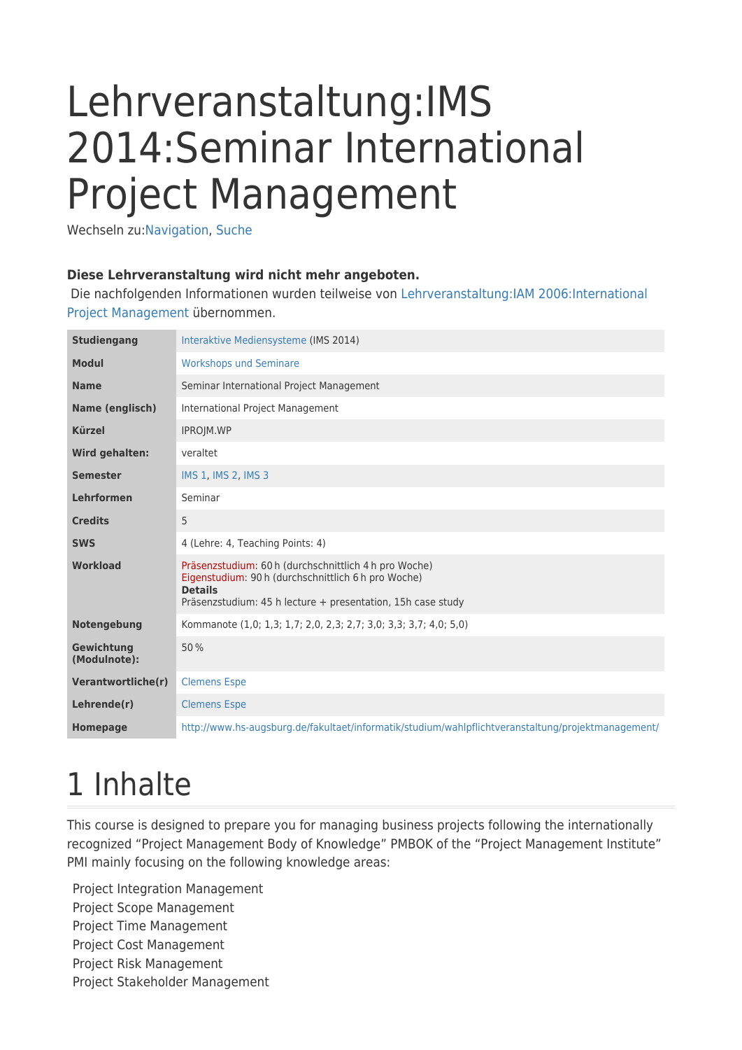# Lehrveranstaltung:IMS 2014:Seminar International Project Management

Wechseln zu:Navigation, Suche

**Diese Lehrveranstaltung wird nicht mehr angeboten.**
Die nachfolgenden Informationen wurden teilweise von Lehrveranstaltung:IAM 2006:International Project Management übernommen.

| | |
|---|---|
| **Studiengang** | Interaktive Mediensysteme (IMS 2014) |
| **Modul** | Workshops und Seminare |
| **Name** | Seminar International Project Management |
| **Name (englisch)** | International Project Management |
| **Kürzel** | IPROJM.WP |
| **Wird gehalten:** | veraltet |
| **Semester** | IMS 1, IMS 2, IMS 3 |
| **Lehrformen** | Seminar |
| **Credits** | 5 |
| **SWS** | 4 (Lehre: 4, Teaching Points: 4) |
| **Workload** | Präsenzstudium: 60 h (durchschnittlich 4 h pro Woche)<br>Eigenstudium: 90 h (durchschnittlich 6 h pro Woche)<br>**Details**<br>Präsenzstudium: 45 h lecture + presentation, 15h case study |
| **Notengebung** | Kommanote (1,0; 1,3; 1,7; 2,0, 2,3; 2,7; 3,0; 3,3; 3,7; 4,0; 5,0) |
| **Gewichtung (Modulnote):** | 50 % |
| **Verantwortliche(r)** | Clemens Espe |
| **Lehrende(r)** | Clemens Espe |
| **Homepage** | http://www.hs-augsburg.de/fakultaet/informatik/studium/wahlpflichtveranstaltung/projektmanagement/ |

# 1 Inhalte

This course is designed to prepare you for managing business projects following the internationally recognized "Project Management Body of Knowledge" PMBOK of the "Project Management Institute" PMI mainly focusing on the following knowledge areas:

Project Integration Management
Project Scope Management
Project Time Management
Project Cost Management
Project Risk Management
Project Stakeholder Management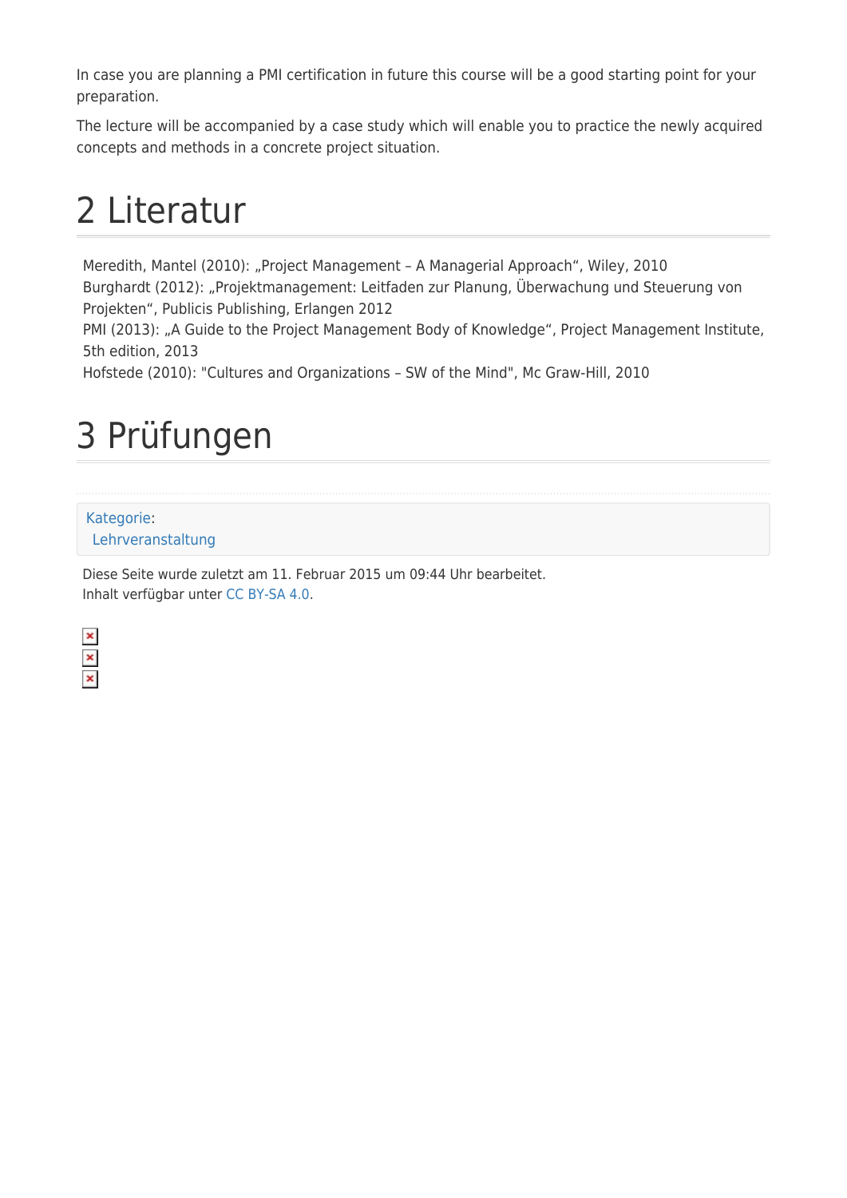In case you are planning a PMI certification in future this course will be a good starting point for your preparation.

The lecture will be accompanied by a case study which will enable you to practice the newly acquired concepts and methods in a concrete project situation.

# 2 Literatur

Meredith, Mantel (2010): „Project Management – A Managerial Approach“, Wiley, 2010
Burghardt (2012): „Projektmanagement: Leitfaden zur Planung, Überwachung und Steuerung von Projekten“, Publicis Publishing, Erlangen 2012
PMI (2013): „A Guide to the Project Management Body of Knowledge“, Project Management Institute, 5th edition, 2013
Hofstede (2010): "Cultures and Organizations – SW of the Mind", Mc Graw-Hill, 2010

# 3 Prüfungen

Kategorie:
Lehrveranstaltung

Diese Seite wurde zuletzt am 11. Februar 2015 um 09:44 Uhr bearbeitet.
Inhalt verfügbar unter CC BY-SA 4.0.